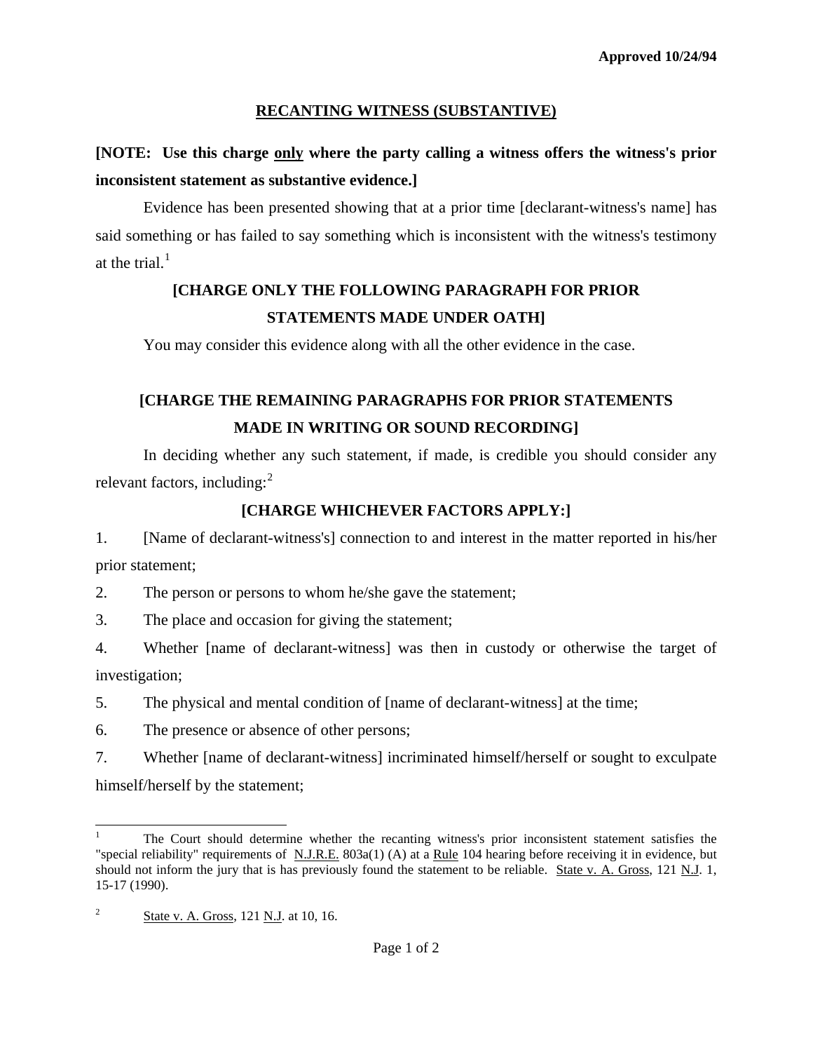**Approved 10/24/94**

## RECANTING WITNESS (SUBSTANTIVE)

**[NOTE: Use this charge only where the party calling a witness offers the witness's prior inconsistent statement as substantive evidence.]**

Evidence has been presented showing that at a prior time [declarant-witness's name] has said something or has failed to say something which is inconsistent with the witness's testimony at the trial.[1]

**[CHARGE ONLY THE FOLLOWING PARAGRAPH FOR PRIOR STATEMENTS MADE UNDER OATH]**

You may consider this evidence along with all the other evidence in the case.

**[CHARGE THE REMAINING PARAGRAPHS FOR PRIOR STATEMENTS MADE IN WRITING OR SOUND RECORDING]**

In deciding whether any such statement, if made, is credible you should consider any relevant factors, including:[2]

**[CHARGE WHICHEVER FACTORS APPLY:]**

1. [Name of declarant-witness's] connection to and interest in the matter reported in his/her prior statement;
2. The person or persons to whom he/she gave the statement;
3. The place and occasion for giving the statement;
4. Whether [name of declarant-witness] was then in custody or otherwise the target of investigation;
5. The physical and mental condition of [name of declarant-witness] at the time;
6. The presence or absence of other persons;
7. Whether [name of declarant-witness] incriminated himself/herself or sought to exculpate himself/herself by the statement;

---

[1] The Court should determine whether the recanting witness's prior inconsistent statement satisfies the "special reliability" requirements of N.J.R.E. 803a(1) (A) at a Rule 104 hearing before receiving it in evidence, but should not inform the jury that is has previously found the statement to be reliable. State v. A. Gross, 121 N.J. 1, 15-17 (1990).

[2] State v. A. Gross, 121 N.J. at 10, 16.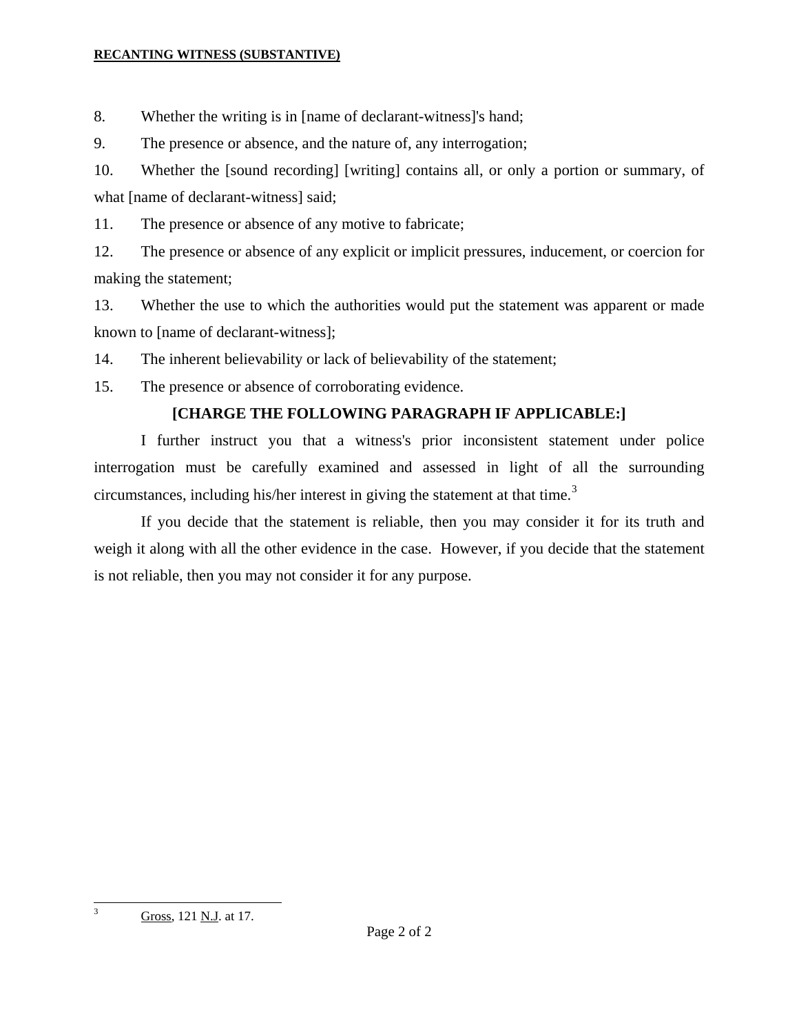8. Whether the writing is in [name of declarant-witness]'s hand;

9. The presence or absence, and the nature of, any interrogation;

10. Whether the [sound recording] [writing] contains all, or only a portion or summary, of what [name of declarant-witness] said;

11. The presence or absence of any motive to fabricate;

12. The presence or absence of any explicit or implicit pressures, inducement, or coercion for making the statement;

13. Whether the use to which the authorities would put the statement was apparent or made known to [name of declarant-witness];

14. The inherent believability or lack of believability of the statement;

15. The presence or absence of corroborating evidence.

**[CHARGE THE FOLLOWING PARAGRAPH IF APPLICABLE:]**

I further instruct you that a witness's prior inconsistent statement under police interrogation must be carefully examined and assessed in light of all the surrounding circumstances, including his/her interest in giving the statement at that time.[3]

If you decide that the statement is reliable, then you may consider it for its truth and weigh it along with all the other evidence in the case. However, if you decide that the statement is not reliable, then you may not consider it for any purpose.

---

[3] Gross, 121 N.J. at 17.